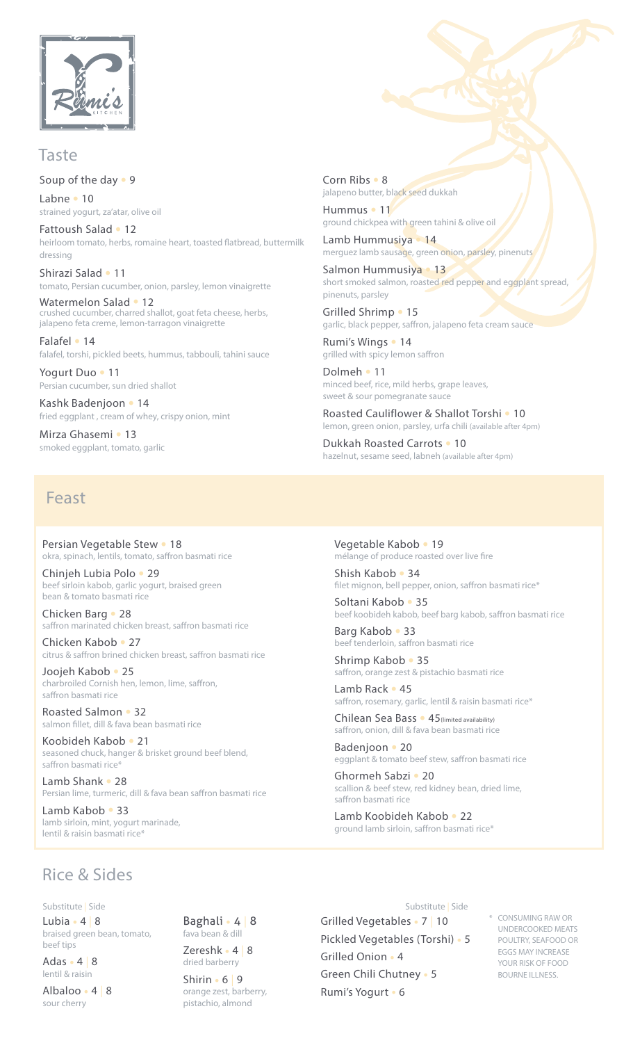Rumi's KITCHEN

## Taste

Soup of the day • 9

Labne • 10
strained yogurt, za'atar, olive oil

Fattoush Salad • 12
heirloom tomato, herbs, romaine heart, toasted flatbread, buttermilk dressing

Shirazi Salad • 11
tomato, Persian cucumber, onion, parsley, lemon vinaigrette

Watermelon Salad • 12
crushed cucumber, charred shallot, goat feta cheese, herbs, jalapeno feta creme, lemon-tarragon vinaigrette

Falafel • 14
falafel, torshi, pickled beets, hummus, tabbouli, tahini sauce

Yogurt Duo • 11
Persian cucumber, sun dried shallot

Kashk Badenjoon • 14
fried eggplant , cream of whey, crispy onion, mint

Mirza Ghasemi • 13
smoked eggplant, tomato, garlic

Corn Ribs • 8
jalapeno butter, black seed dukkah

Hummus • 11
ground chickpea with green tahini & olive oil

Lamb Hummusiya • 14
merguez lamb sausage, green onion, parsley, pinenuts

Salmon Hummusiya • 13
short smoked salmon, roasted red pepper and eggplant spread, pinenuts, parsley

Grilled Shrimp • 15
garlic, black pepper, saffron, jalapeno feta cream sauce

Rumi's Wings • 14
grilled with spicy lemon saffron

Dolmeh • 11
minced beef, rice, mild herbs, grape leaves, sweet & sour pomegranate sauce

Roasted Cauliflower & Shallot Torshi • 10
lemon, green onion, parsley, urfa chili (available after 4pm)

Dukkah Roasted Carrots • 10
hazelnut, sesame seed, labneh (available after 4pm)

## Feast

Persian Vegetable Stew • 18
okra, spinach, lentils, tomato, saffron basmati rice

Chinjeh Lubia Polo • 29
beef sirloin kabob, garlic yogurt, braised green bean & tomato basmati rice

Chicken Barg • 28
saffron marinated chicken breast, saffron basmati rice

Chicken Kabob • 27
citrus & saffron brined chicken breast, saffron basmati rice

Joojeh Kabob • 25
charbroiled Cornish hen, lemon, lime, saffron, saffron basmati rice

Roasted Salmon • 32
salmon fillet, dill & fava bean basmati rice

Koobideh Kabob • 21
seasoned chuck, hanger & brisket ground beef blend, saffron basmati rice*

Lamb Shank • 28
Persian lime, turmeric, dill & fava bean saffron basmati rice

Lamb Kabob • 33
lamb sirloin, mint, yogurt marinade, lentil & raisin basmati rice*

Vegetable Kabob • 19
mélange of produce roasted over live fire

Shish Kabob • 34
filet mignon, bell pepper, onion, saffron basmati rice*

Soltani Kabob • 35
beef koobideh kabob, beef barg kabob, saffron basmati rice

Barg Kabob • 33
beef tenderloin, saffron basmati rice

Shrimp Kabob • 35
saffron, orange zest & pistachio basmati rice

Lamb Rack • 45
saffron, rosemary, garlic, lentil & raisin basmati rice*

Chilean Sea Bass • 45 (limited availability)
saffron, onion, dill & fava bean basmati rice

Badenjoon • 20
eggplant & tomato beef stew, saffron basmati rice

Ghormeh Sabzi • 20
scallion & beef stew, red kidney bean, dried lime, saffron basmati rice

Lamb Koobideh Kabob • 22
ground lamb sirloin, saffron basmati rice*

## Rice & Sides

Substitute | Side

Lubia • 4 | 8
braised green bean, tomato, beef tips

Adas • 4 | 8
lentil & raisin

Albaloo • 4 | 8
sour cherry

Baghali • 4 | 8
fava bean & dill

Zereshk • 4 | 8
dried barberry

Shirin • 6 | 9
orange zest, barberry, pistachio, almond

Substitute | Side

Grilled Vegetables • 7 | 10

Pickled Vegetables (Torshi) • 5

Grilled Onion • 4

Green Chili Chutney • 5

Rumi's Yogurt • 6

* CONSUMING RAW OR UNDERCOOKED MEATS POULTRY, SEAFOOD OR EGGS MAY INCREASE YOUR RISK OF FOOD BOURNE ILLNESS.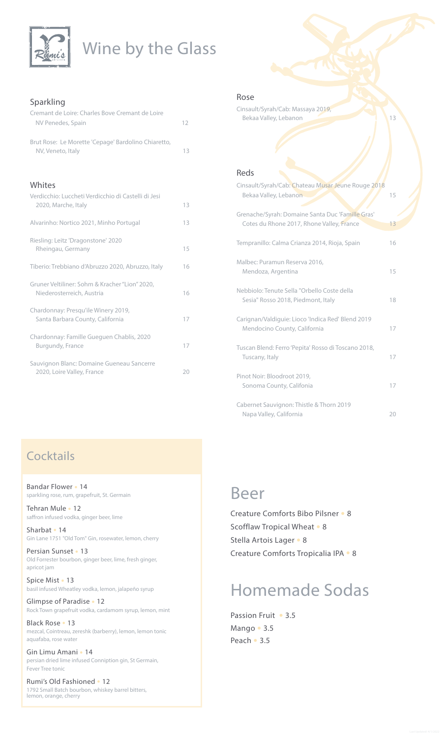# Wine by the Glass

## Sparkling

Cremant de Loire: Charles Bove Cremant de Loire NV Penedes, Spain — 12

Brut Rose: Le Morette 'Cepage' Bardolino Chiaretto, NV, Veneto, Italy — 13

## Whites

Verdicchio: Luccheti Verdicchio di Castelli di Jesi 2020, Marche, Italy — 13

Alvarinho: Nortico 2021, Minho Portugal — 13

Riesling: Leitz 'Dragonstone' 2020 Rheingau, Germany — 15

Tiberio: Trebbiano d'Abruzzo 2020, Abruzzo, Italy — 16

Gruner Veltiliner: Sohm & Kracher "Lion" 2020, Niederosterreich, Austria — 16

Chardonnay: Presqu'ile Winery 2019, Santa Barbara County, California — 17

Chardonnay: Famille Gueguen Chablis, 2020 Burgundy, France — 17

Sauvignon Blanc: Domaine Gueneau Sancerre 2020, Loire Valley, France — 20

## Rose

Cinsault/Syrah/Cab: Massaya 2019, Bekaa Valley, Lebanon — 13

## Reds

Cinsault/Syrah/Cab: Chateau Musar Jeune Rouge 2018 Bekaa Valley, Lebanon — 15

Grenache/Syrah: Domaine Santa Duc 'Famille Gras' Cotes du Rhone 2017, Rhone Valley, France — 13

Tempranillo: Calma Crianza 2014, Rioja, Spain — 16

Malbec: Puramun Reserva 2016, Mendoza, Argentina — 15

Nebbiolo: Tenute Sella "Orbello Coste della Sesia" Rosso 2018, Piedmont, Italy — 18

Carignan/Valdiguie: Lioco 'Indica Red' Blend 2019 Mendocino County, California — 17

Tuscan Blend: Ferro 'Pepita' Rosso di Toscano 2018, Tuscany, Italy — 17

Pinot Noir: Bloodroot 2019, Sonoma County, Califonia — 17

Cabernet Sauvignon: Thistle & Thorn 2019 Napa Valley, California — 20

## Cocktails

**Bandar Flower** • 14
sparkling rose, rum, grapefruit, St. Germain

**Tehran Mule** • 12
saffron infused vodka, ginger beer, lime

**Sharbat** • 14
Gin Lane 1751 "Old Tom" Gin, rosewater, lemon, cherry

**Persian Sunset** • 13
Old Forrester bourbon, ginger beer, lime, fresh ginger, apricot jam

**Spice Mist** • 13
basil infused Wheatley vodka, lemon, jalapeño syrup

**Glimpse of Paradise** • 12
Rock Town grapefruit vodka, cardamom syrup, lemon, mint

**Black Rose** • 13
mezcal, Cointreau, zereshk (barberry), lemon, lemon tonic aquafaba, rose water

**Gin Limu Amani** • 14
persian dried lime infused Conniption gin, St Germain, Fever Tree tonic

**Rumi's Old Fashioned** • 12
1792 Small Batch bourbon, whiskey barrel bitters, lemon, orange, cherry

## Beer

Creature Comforts Bibo Pilsner • 8

Scofflaw Tropical Wheat • 8

Stella Artois Lager • 8

Creature Comforts Tropicalia IPA • 8

## Homemade Sodas

Passion Fruit • 3.5

Mango • 3.5

Peach • 3.5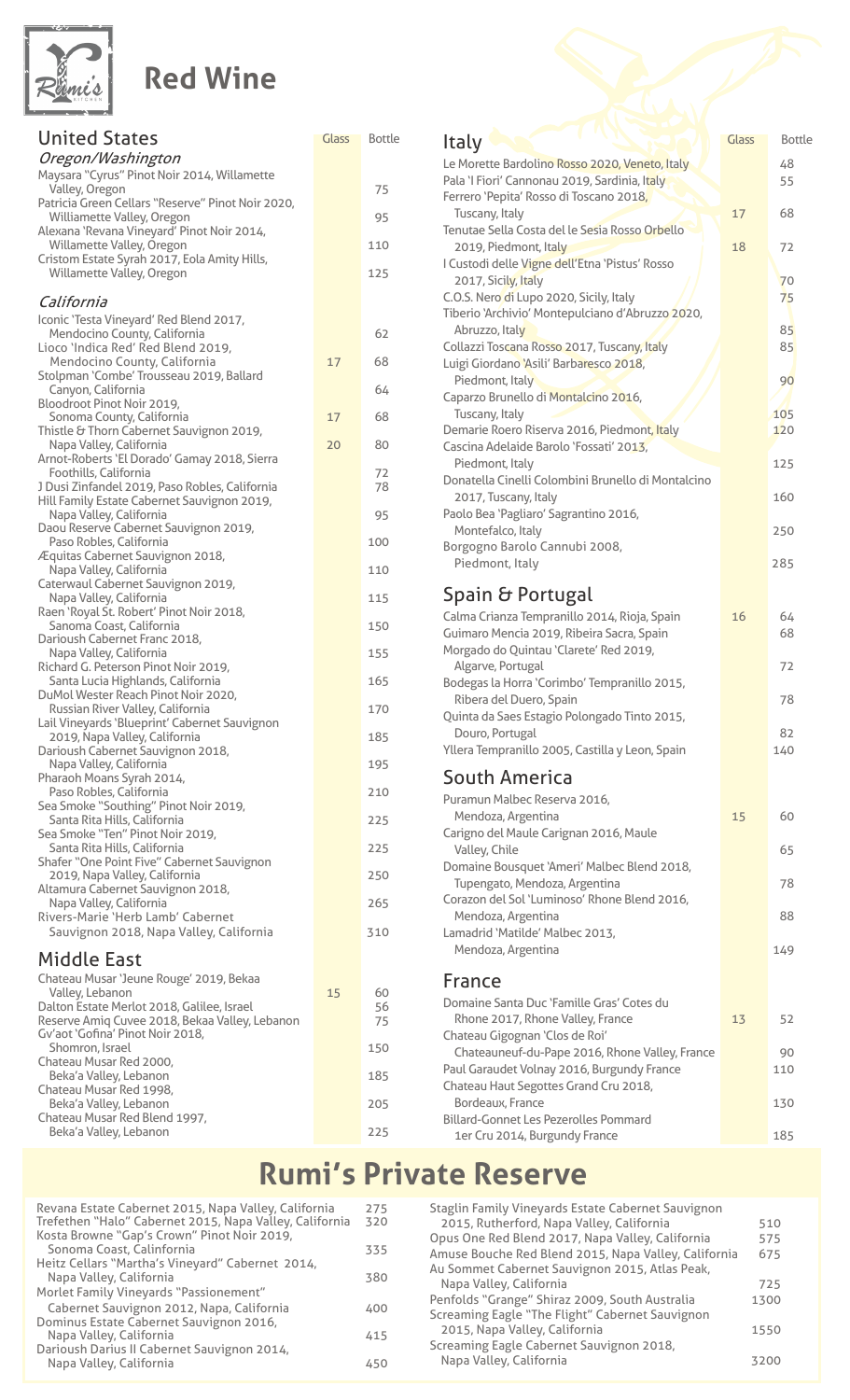# Red Wine

## United States

| *Oregon/Washington* | Glass | Bottle |
|---|---|---|
| Maysara "Cyrus" Pinot Noir 2014, Willamette Valley, Oregon | | 75 |
| Patricia Green Cellars "Reserve" Pinot Noir 2020, Williamette Valley, Oregon | | 95 |
| Alexana 'Revana Vineyard' Pinot Noir 2014, Willamette Valley, Oregon | | 110 |
| Cristom Estate Syrah 2017, Eola Amity Hills, Willamette Valley, Oregon | | 125 |

| *California* | Glass | Bottle |
|---|---|---|
| Iconic 'Testa Vineyard' Red Blend 2017, Mendocino County, California | | 62 |
| Lioco 'Indica Red' Red Blend 2019, Mendocino County, California | 17 | 68 |
| Stolpman 'Combe' Trousseau 2019, Ballard Canyon, California | | 64 |
| Bloodroot Pinot Noir 2019, Sonoma County, California | 17 | 68 |
| Thistle & Thorn Cabernet Sauvignon 2019, Napa Valley, California | 20 | 80 |
| Arnot-Roberts 'El Dorado' Gamay 2018, Sierra Foothills, California | | 72 |
| J Dusi Zinfandel 2019, Paso Robles, California | | 78 |
| Hill Family Estate Cabernet Sauvignon 2019, Napa Valley, California | | 95 |
| Daou Reserve Cabernet Sauvignon 2019, Paso Robles, California | | 100 |
| Æquitas Cabernet Sauvignon 2018, Napa Valley, California | | 110 |
| Caterwaul Cabernet Sauvignon 2019, Napa Valley, California | | 115 |
| Raen 'Royal St. Robert' Pinot Noir 2018, Sanoma Coast, California | | 150 |
| Darioush Cabernet Franc 2018, Napa Valley, California | | 155 |
| Richard G. Peterson Pinot Noir 2019, Santa Lucia Highlands, California | | 165 |
| DuMol Wester Reach Pinot Noir 2020, Russian River Valley, California | | 170 |
| Lail Vineyards 'Blueprint' Cabernet Sauvignon 2019, Napa Valley, California | | 185 |
| Darioush Cabernet Sauvignon 2018, Napa Valley, California | | 195 |
| Pharaoh Moans Syrah 2014, Paso Robles, California | | 210 |
| Sea Smoke "Southing" Pinot Noir 2019, Santa Rita Hills, California | | 225 |
| Sea Smoke "Ten" Pinot Noir 2019, Santa Rita Hills, California | | 225 |
| Shafer "One Point Five" Cabernet Sauvignon 2019, Napa Valley, California | | 250 |
| Altamura Cabernet Sauvignon 2018, Napa Valley, California | | 265 |
| Rivers-Marie 'Herb Lamb' Cabernet Sauvignon 2018, Napa Valley, California | | 310 |

## Middle East

| | Glass | Bottle |
|---|---|---|
| Chateau Musar 'Jeune Rouge' 2019, Bekaa Valley, Lebanon | 15 | 60 |
| Dalton Estate Merlot 2018, Galilee, Israel | | 56 |
| Reserve Amiq Cuvee 2018, Bekaa Valley, Lebanon | | 75 |
| Gv'aot 'Gofina' Pinot Noir 2018, Shomron, Israel | | 150 |
| Chateau Musar Red 2000, Beka'a Valley, Lebanon | | 185 |
| Chateau Musar Red 1998, Beka'a Valley, Lebanon | | 205 |
| Chateau Musar Red Blend 1997, Beka'a Valley, Lebanon | | 225 |

## Italy

| | Glass | Bottle |
|---|---|---|
| Le Morette Bardolino Rosso 2020, Veneto, Italy | | 48 |
| Pala 'I Fiori' Cannonau 2019, Sardinia, Italy | | 55 |
| Ferrero 'Pepita' Rosso di Toscano 2018, Tuscany, Italy | 17 | 68 |
| Tenutae Sella Costa del le Sesia Rosso Orbello 2019, Piedmont, Italy | 18 | 72 |
| I Custodi delle Vigne dell'Etna 'Pistus' Rosso 2017, Sicily, Italy | | 70 |
| C.O.S. Nero di Lupo 2020, Sicily, Italy | | 75 |
| Tiberio 'Archivio' Montepulciano d'Abruzzo 2020, Abruzzo, Italy | | 85 |
| Collazzi Toscana Rosso 2017, Tuscany, Italy | | 85 |
| Luigi Giordano 'Asili' Barbaresco 2018, Piedmont, Italy | | 90 |
| Caparzo Brunello di Montalcino 2016, Tuscany, Italy | | 105 |
| Demarie Roero Riserva 2016, Piedmont, Italy | | 120 |
| Cascina Adelaide Barolo 'Fossati' 2013, Piedmont, Italy | | 125 |
| Donatella Cinelli Colombini Brunello di Montalcino 2017, Tuscany, Italy | | 160 |
| Paolo Bea 'Pagliaro' Sagrantino 2016, Montefalco, Italy | | 250 |
| Borgogno Barolo Cannubi 2008, Piedmont, Italy | | 285 |

## Spain & Portugal

| | Glass | Bottle |
|---|---|---|
| Calma Crianza Tempranillo 2014, Rioja, Spain | 16 | 64 |
| Guimaro Mencia 2019, Ribeira Sacra, Spain | | 68 |
| Morgado do Quintau 'Clarete' Red 2019, Algarve, Portugal | | 72 |
| Bodegas la Horra 'Corimbo' Tempranillo 2015, Ribera del Duero, Spain | | 78 |
| Quinta da Saes Estagio Polongado Tinto 2015, Douro, Portugal | | 82 |
| Yllera Tempranillo 2005, Castilla y Leon, Spain | | 140 |

## South America

| | Glass | Bottle |
|---|---|---|
| Puramun Malbec Reserva 2016, Mendoza, Argentina | 15 | 60 |
| Carigno del Maule Carignan 2016, Maule Valley, Chile | | 65 |
| Domaine Bousquet 'Ameri' Malbec Blend 2018, Tupengato, Mendoza, Argentina | | 78 |
| Corazon del Sol 'Luminoso' Rhone Blend 2016, Mendoza, Argentina | | 88 |
| Lamadrid 'Matilde' Malbec 2013, Mendoza, Argentina | | 149 |

## France

| | Glass | Bottle |
|---|---|---|
| Domaine Santa Duc 'Famille Gras' Cotes du Rhone 2017, Rhone Valley, France | 13 | 52 |
| Chateau Gigognan 'Clos de Roi' Chateauneuf-du-Pape 2016, Rhone Valley, France | | 90 |
| Paul Garaudet Volnay 2016, Burgundy France | | 110 |
| Chateau Haut Segottes Grand Cru 2018, Bordeaux, France | | 130 |
| Billard-Gonnet Les Pezerolles Pommard 1er Cru 2014, Burgundy France | | 185 |

# Rumi's Private Reserve

| | Bottle |
|---|---|
| Revana Estate Cabernet 2015, Napa Valley, California | 275 |
| Trefethen "Halo" Cabernet 2015, Napa Valley, California | 320 |
| Kosta Browne "Gap's Crown" Pinot Noir 2019, Sonoma Coast, Calinfornia | 335 |
| Heitz Cellars "Martha's Vineyard" Cabernet 2014, Napa Valley, California | 380 |
| Morlet Family Vineyards "Passionement" Cabernet Sauvignon 2012, Napa, California | 400 |
| Dominus Estate Cabernet Sauvignon 2016, Napa Valley, California | 415 |
| Darioush Darius II Cabernet Sauvignon 2014, Napa Valley, California | 450 |
| Staglin Family Vineyards Estate Cabernet Sauvignon 2015, Rutherford, Napa Valley, California | 510 |
| Opus One Red Blend 2017, Napa Valley, California | 575 |
| Amuse Bouche Red Blend 2015, Napa Valley, California | 675 |
| Au Sommet Cabernet Sauvignon 2015, Atlas Peak, Napa Valley, California | 725 |
| Penfolds "Grange" Shiraz 2009, South Australia | 1300 |
| Screaming Eagle "The Flight" Cabernet Sauvignon 2015, Napa Valley, California | 1550 |
| Screaming Eagle Cabernet Sauvignon 2018, Napa Valley, California | 3200 |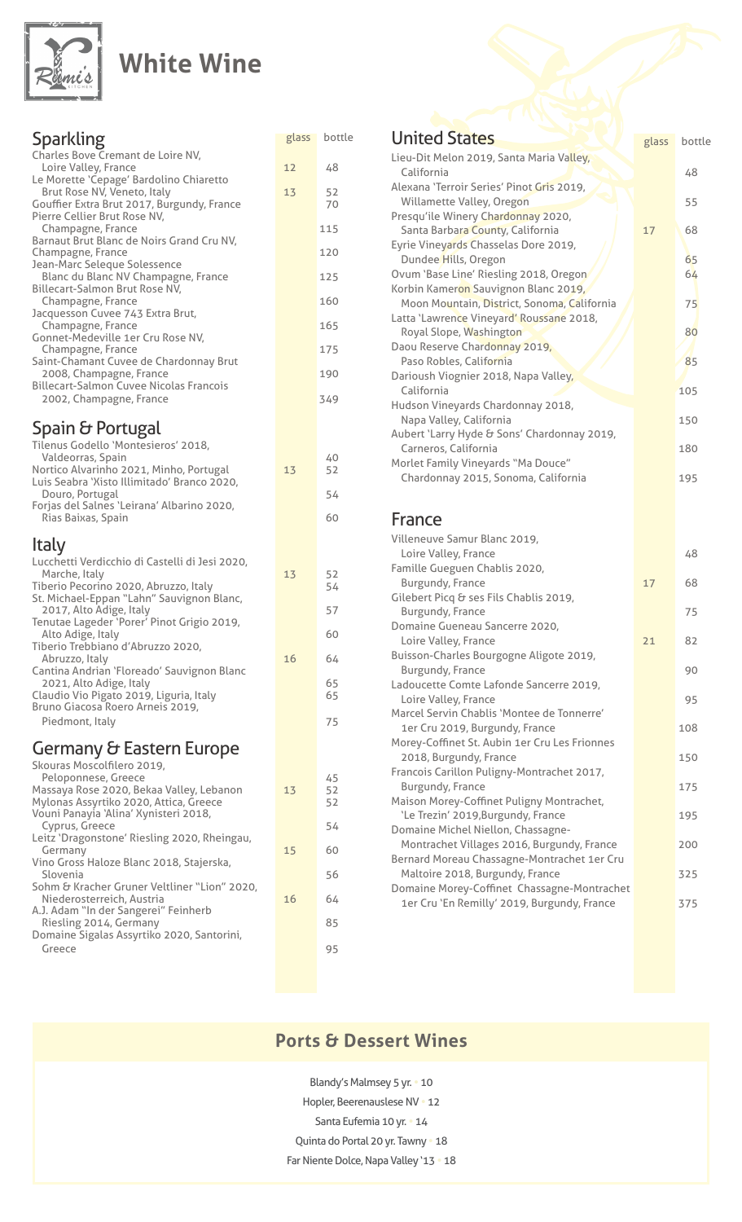# White Wine

## Sparkling

| | glass | bottle |
|---|---|---|
| Charles Bove Cremant de Loire NV, Loire Valley, France | 12 | 48 |
| Le Morette 'Cepage' Bardolino Chiaretto Brut Rose NV, Veneto, Italy | 13 | 52 |
| Gouffier Extra Brut 2017, Burgundy, France | | 70 |
| Pierre Cellier Brut Rose NV, Champagne, France | | 115 |
| Barnaut Brut Blanc de Noirs Grand Cru NV, Champagne, France | | 120 |
| Jean-Marc Seleque Solessence Blanc du Blanc NV Champagne, France | | 125 |
| Billecart-Salmon Brut Rose NV, Champagne, France | | 160 |
| Jacquesson Cuvee 743 Extra Brut, Champagne, France | | 165 |
| Gonnet-Medeville 1er Cru Rose NV, Champagne, France | | 175 |
| Saint-Chamant Cuvee de Chardonnay Brut 2008, Champagne, France | | 190 |
| Billecart-Salmon Cuvee Nicolas Francois 2002, Champagne, France | | 349 |

## Spain & Portugal

| | glass | bottle |
|---|---|---|
| Tilenus Godello 'Montesieros' 2018, Valdeorras, Spain | | 40 |
| Nortico Alvarinho 2021, Minho, Portugal | 13 | 52 |
| Luis Seabra 'Xisto Illimitado' Branco 2020, Douro, Portugal | | 54 |
| Forjas del Salnes 'Leirana' Albarino 2020, Rias Baixas, Spain | | 60 |

## Italy

| | glass | bottle |
|---|---|---|
| Lucchetti Verdicchio di Castelli di Jesi 2020, Marche, Italy | 13 | 52 |
| Tiberio Pecorino 2020, Abruzzo, Italy | | 54 |
| St. Michael-Eppan "Lahn" Sauvignon Blanc, 2017, Alto Adige, Italy | | 57 |
| Tenutae Lageder 'Porer' Pinot Grigio 2019, Alto Adige, Italy | | 60 |
| Tiberio Trebbiano d'Abruzzo 2020, Abruzzo, Italy | 16 | 64 |
| Cantina Andrian 'Floreado' Sauvignon Blanc 2021, Alto Adige, Italy | | 65 |
| Claudio Vio Pigato 2019, Liguria, Italy | | 65 |
| Bruno Giacosa Roero Arneis 2019, Piedmont, Italy | | 75 |

## Germany & Eastern Europe

| | glass | bottle |
|---|---|---|
| Skouras Moscofilero 2019, Peloponnese, Greece | | 45 |
| Massaya Rose 2020, Bekaa Valley, Lebanon | 13 | 52 |
| Mylonas Assyrtiko 2020, Attica, Greece | | 52 |
| Vouni Panayia 'Alina' Xynisteri 2018, Cyprus, Greece | | 54 |
| Leitz 'Dragonstone' Riesling 2020, Rheingau, Germany | 15 | 60 |
| Vino Gross Haloze Blanc 2018, Stajerska, Slovenia | | 56 |
| Sohm & Kracher Gruner Veltliner "Lion" 2020, Niederosterreich, Austria | 16 | 64 |
| A.J. Adam "In der Sangerei" Feinherb Riesling 2014, Germany | | 85 |
| Domaine Sigalas Assyrtiko 2020, Santorini, Greece | | 95 |

## United States

| | glass | bottle |
|---|---|---|
| Lieu-Dit Melon 2019, Santa Maria Valley, California | | 48 |
| Alexana 'Terroir Series' Pinot Gris 2019, Willamette Valley, Oregon | | 55 |
| Presqu'ile Winery Chardonnay 2020, Santa Barbara County, California | 17 | 68 |
| Eyrie Vineyards Chasselas Dore 2019, Dundee Hills, Oregon | | 65 |
| Ovum 'Base Line' Riesling 2018, Oregon | | 64 |
| Korbin Kameron Sauvignon Blanc 2019, Moon Mountain, District, Sonoma, California | | 75 |
| Latta 'Lawrence Vineyard' Roussane 2018, Royal Slope, Washington | | 80 |
| Daou Reserve Chardonnay 2019, Paso Robles, California | | 85 |
| Darioush Viognier 2018, Napa Valley, California | | 105 |
| Hudson Vineyards Chardonnay 2018, Napa Valley, California | | 150 |
| Aubert 'Larry Hyde & Sons' Chardonnay 2019, Carneros, California | | 180 |
| Morlet Family Vineyards "Ma Douce" Chardonnay 2015, Sonoma, California | | 195 |

## France

| | glass | bottle |
|---|---|---|
| Villeneuve Samur Blanc 2019, Loire Valley, France | | 48 |
| Famille Gueguen Chablis 2020, Burgundy, France | 17 | 68 |
| Gilebert Picq & ses Fils Chablis 2019, Burgundy, France | | 75 |
| Domaine Gueneau Sancerre 2020, Loire Valley, France | 21 | 82 |
| Buisson-Charles Bourgogne Aligote 2019, Burgundy, France | | 90 |
| Ladoucette Comte Lafonde Sancerre 2019, Loire Valley, France | | 95 |
| Marcel Servin Chablis 'Montee de Tonnerre' 1er Cru 2019, Burgundy, France | | 108 |
| Morey-Coffinet St. Aubin 1er Cru Les Frionnes 2018, Burgundy, France | | 150 |
| Francois Carillon Puligny-Montrachet 2017, Burgundy, France | | 175 |
| Maison Morey-Coffinet Puligny Montrachet, 'Le Trezin' 2019,Burgundy, France | | 195 |
| Domaine Michel Niellon, Chassagne-Montrachet Villages 2016, Burgundy, France | | 200 |
| Bernard Moreau Chassagne-Montrachet 1er Cru Maltoire 2018, Burgundy, France | | 325 |
| Domaine Morey-Coffinet Chassagne-Montrachet 1er Cru 'En Remilly' 2019, Burgundy, France | | 375 |

## Ports & Dessert Wines

Blandy's Malmsey 5 yr. • 10

Hopler, Beerenauslese NV • 12

Santa Eufemia 10 yr. • 14

Quinta do Portal 20 yr. Tawny • 18

Far Niente Dolce, Napa Valley '13 • 18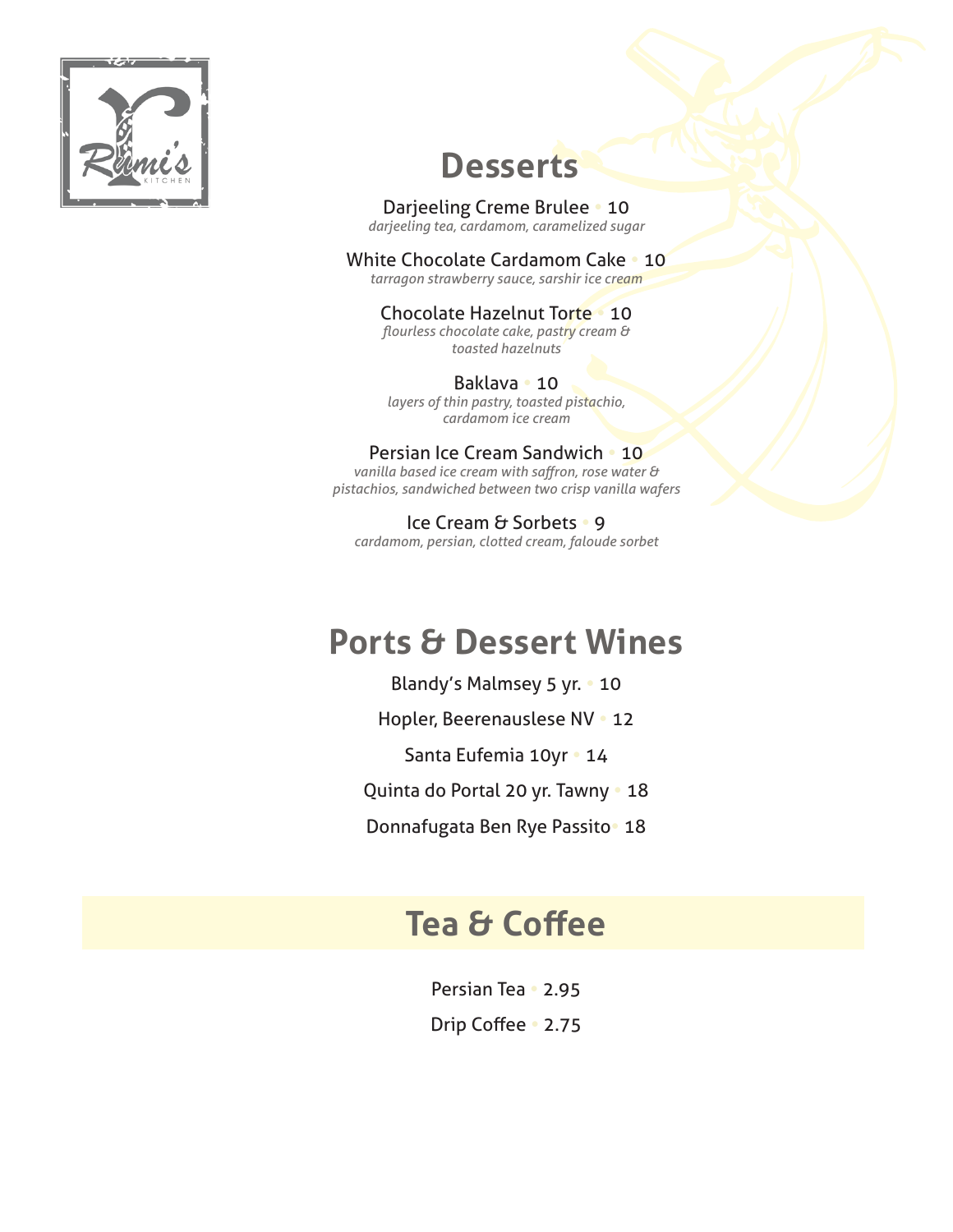Rumi's KITCHEN

# Desserts

Darjeeling Creme Brulee • 10
*darjeeling tea, cardamom, caramelized sugar*

White Chocolate Cardamom Cake • 10
*tarragon strawberry sauce, sarshir ice cream*

Chocolate Hazelnut Torte • 10
*flourless chocolate cake, pastry cream & toasted hazelnuts*

Baklava • 10
*layers of thin pastry, toasted pistachio, cardamom ice cream*

Persian Ice Cream Sandwich • 10
*vanilla based ice cream with saffron, rose water & pistachios, sandwiched between two crisp vanilla wafers*

Ice Cream & Sorbets • 9
*cardamom, persian, clotted cream, faloude sorbet*

# Ports & Dessert Wines

Blandy's Malmsey 5 yr. • 10

Hopler, Beerenauslese NV • 12

Santa Eufemia 10yr • 14

Quinta do Portal 20 yr. Tawny • 18

Donnafugata Ben Rye Passito • 18

# Tea & Coffee

Persian Tea • 2.95

Drip Coffee • 2.75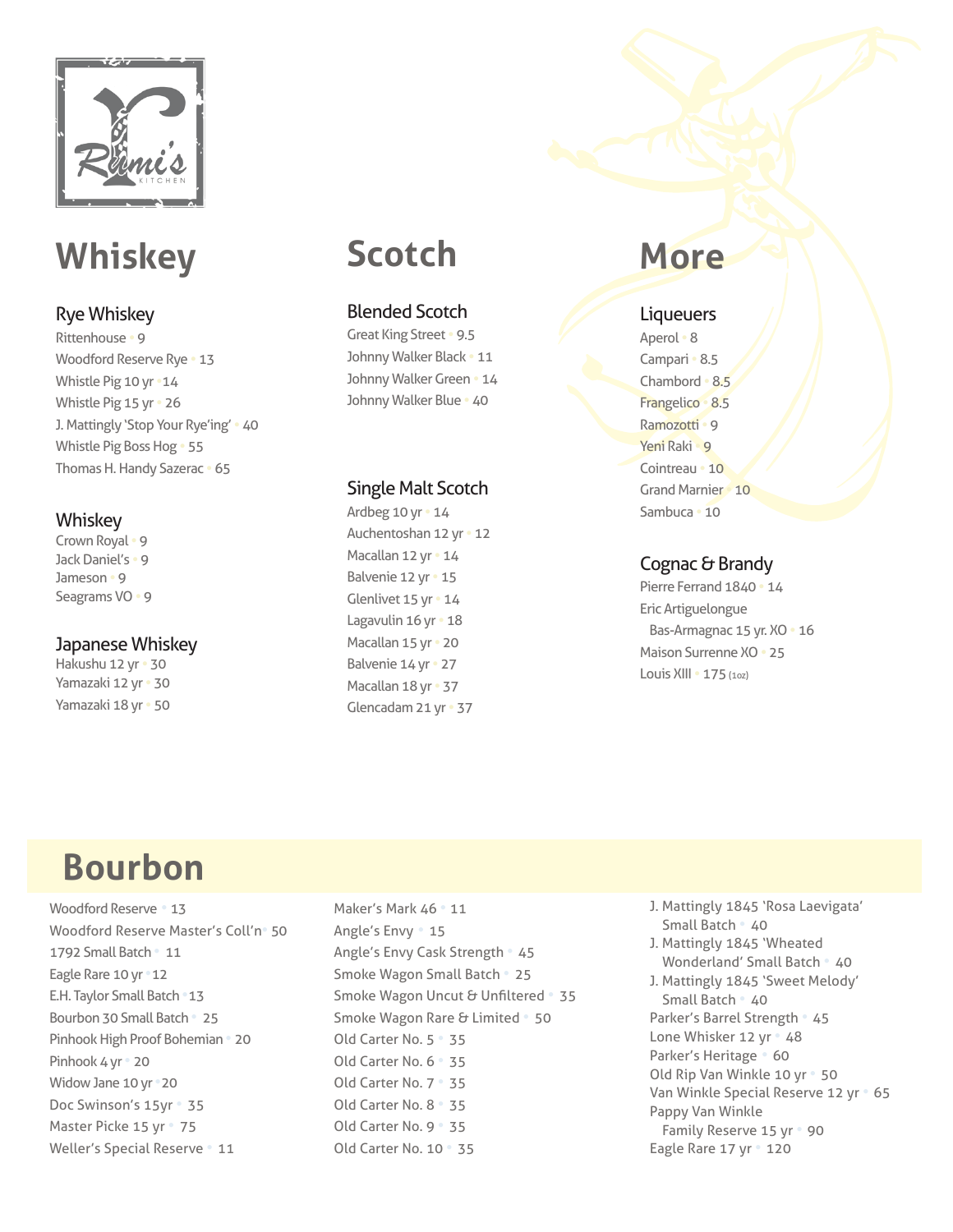Rumi's KITCHEN

# Whiskey

### Rye Whiskey

Rittenhouse • 9
Woodford Reserve Rye • 13
Whistle Pig 10 yr • 14
Whistle Pig 15 yr • 26
J. Mattingly 'Stop Your Rye'ing' • 40
Whistle Pig Boss Hog • 55
Thomas H. Handy Sazerac • 65

### Whiskey

Crown Royal • 9
Jack Daniel's • 9
Jameson • 9
Seagrams VO • 9

### Japanese Whiskey

Hakushu 12 yr • 30
Yamazaki 12 yr • 30
Yamazaki 18 yr • 50

# Scotch

### Blended Scotch

Great King Street • 9.5
Johnny Walker Black • 11
Johnny Walker Green • 14
Johnny Walker Blue • 40

### Single Malt Scotch

Ardbeg 10 yr • 14
Auchentoshan 12 yr • 12
Macallan 12 yr • 14
Balvenie 12 yr • 15
Glenlivet 15 yr • 14
Lagavulin 16 yr • 18
Macallan 15 yr • 20
Balvenie 14 yr • 27
Macallan 18 yr • 37
Glencadam 21 yr • 37

# More

### Liqueuers

Aperol • 8
Campari • 8.5
Chambord • 8.5
Frangelico • 8.5
Ramozotti • 9
Yeni Raki • 9
Cointreau • 10
Grand Marnier • 10
Sambuca • 10

### Cognac & Brandy

Pierre Ferrand 1840 • 14
Eric Artiguelongue
Bas-Armagnac 15 yr. XO • 16
Maison Surrenne XO • 25
Louis XIII • 175 (1oz)

# Bourbon

Woodford Reserve • 13
Woodford Reserve Master's Coll'n • 50
1792 Small Batch • 11
Eagle Rare 10 yr • 12
E.H. Taylor Small Batch • 13
Bourbon 30 Small Batch • 25
Pinhook High Proof Bohemian • 20
Pinhook 4 yr • 20
Widow Jane 10 yr • 20
Doc Swinson's 15yr • 35
Master Picke 15 yr • 75
Weller's Special Reserve • 11

Maker's Mark 46 • 11
Angle's Envy • 15
Angle's Envy Cask Strength • 45
Smoke Wagon Small Batch • 25
Smoke Wagon Uncut & Unfiltered • 35
Smoke Wagon Rare & Limited • 50
Old Carter No. 5 • 35
Old Carter No. 6 • 35
Old Carter No. 7 • 35
Old Carter No. 8 • 35
Old Carter No. 9 • 35
Old Carter No. 10 • 35

J. Mattingly 1845 'Rosa Laevigata' Small Batch • 40
J. Mattingly 1845 'Wheated Wonderland' Small Batch • 40
J. Mattingly 1845 'Sweet Melody' Small Batch • 40
Parker's Barrel Strength • 45
Lone Whisker 12 yr • 48
Parker's Heritage • 60
Old Rip Van Winkle 10 yr • 50
Van Winkle Special Reserve 12 yr • 65
Pappy Van Winkle Family Reserve 15 yr • 90
Eagle Rare 17 yr • 120